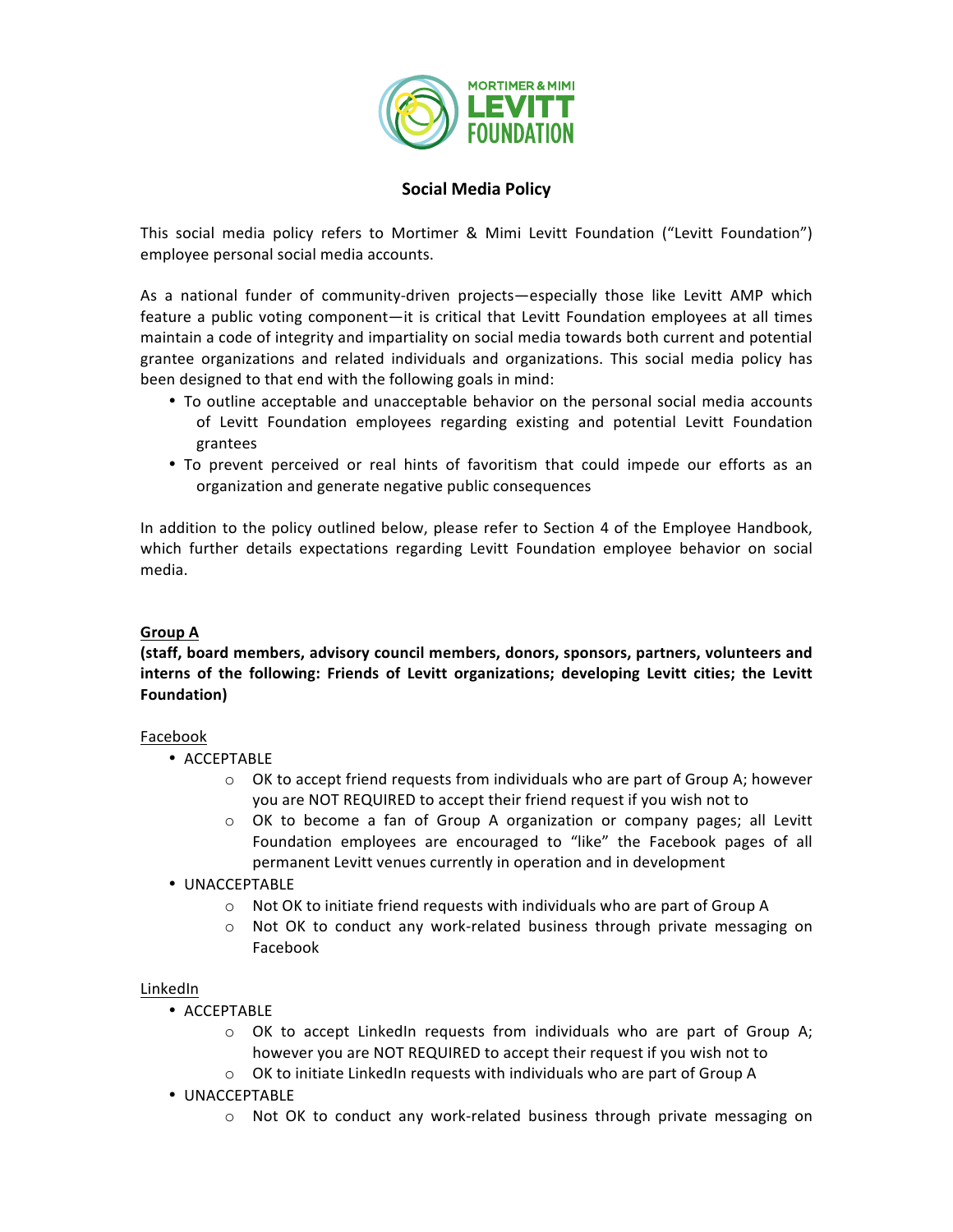# Social Media Policy

This social media policy refers to Mortimer & Mimi Levitt Foundation ("Levitt Foundation") employee personal social media accounts.

As a national funder of community-driven projects—especially those like Levitt AMP which feature a public voting component—it is critical that Levitt Foundation employees at all times maintain a code of integrity and impartiality on social media towards both current and potential grantee organizations and related individuals and organizations. This social media policy has been designed to that end with the following goals in mind:

- To outline acceptable and unacceptable behavior on the personal social media accounts of Levitt Foundation employees regarding existing and potential Levitt Foundation grantees
- To prevent perceived or real hints of favoritism that could impede our efforts as an organization and generate negative public consequences

In addition to the policy outlined below, please refer to Section 4 of the Employee Handbook, which further details expectations regarding Levitt Foundation employee behavior on social media.

## Group A

**(staff, board members, advisory council members, donors, sponsors, partners, volunteers and interns of the following: Friends of Levitt organizations; developing Levitt cities; the Levitt Foundation)**

### Facebook

- ACCEPTABLE
  - OK to accept friend requests from individuals who are part of Group A; however you are NOT REQUIRED to accept their friend request if you wish not to
  - OK to become a fan of Group A organization or company pages; all Levitt Foundation employees are encouraged to "like" the Facebook pages of all permanent Levitt venues currently in operation and in development
- UNACCEPTABLE
  - Not OK to initiate friend requests with individuals who are part of Group A
  - Not OK to conduct any work-related business through private messaging on Facebook

### LinkedIn

- ACCEPTABLE
  - OK to accept LinkedIn requests from individuals who are part of Group A; however you are NOT REQUIRED to accept their request if you wish not to
  - OK to initiate LinkedIn requests with individuals who are part of Group A
- UNACCEPTABLE
  - Not OK to conduct any work-related business through private messaging on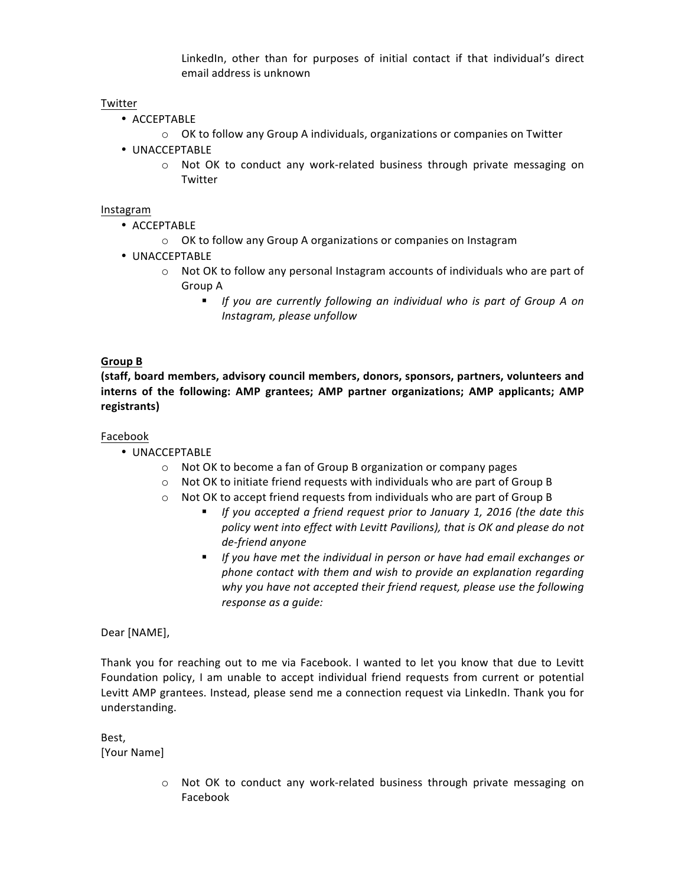LinkedIn, other than for purposes of initial contact if that individual's direct email address is unknown

Twitter

- ACCEPTABLE
  - OK to follow any Group A individuals, organizations or companies on Twitter
- UNACCEPTABLE
  - Not OK to conduct any work-related business through private messaging on Twitter

Instagram

- ACCEPTABLE
  - OK to follow any Group A organizations or companies on Instagram
- UNACCEPTABLE
  - Not OK to follow any personal Instagram accounts of individuals who are part of Group A
    - *If you are currently following an individual who is part of Group A on Instagram, please unfollow*

**Group B**

**(staff, board members, advisory council members, donors, sponsors, partners, volunteers and interns of the following: AMP grantees; AMP partner organizations; AMP applicants; AMP registrants)**

Facebook

- UNACCEPTABLE
  - Not OK to become a fan of Group B organization or company pages
  - Not OK to initiate friend requests with individuals who are part of Group B
  - Not OK to accept friend requests from individuals who are part of Group B
    - *If you accepted a friend request prior to January 1, 2016 (the date this policy went into effect with Levitt Pavilions), that is OK and please do not de-friend anyone*
    - *If you have met the individual in person or have had email exchanges or phone contact with them and wish to provide an explanation regarding why you have not accepted their friend request, please use the following response as a guide:*

Dear [NAME],

Thank you for reaching out to me via Facebook. I wanted to let you know that due to Levitt Foundation policy, I am unable to accept individual friend requests from current or potential Levitt AMP grantees. Instead, please send me a connection request via LinkedIn. Thank you for understanding.

Best,
[Your Name]

- Not OK to conduct any work-related business through private messaging on Facebook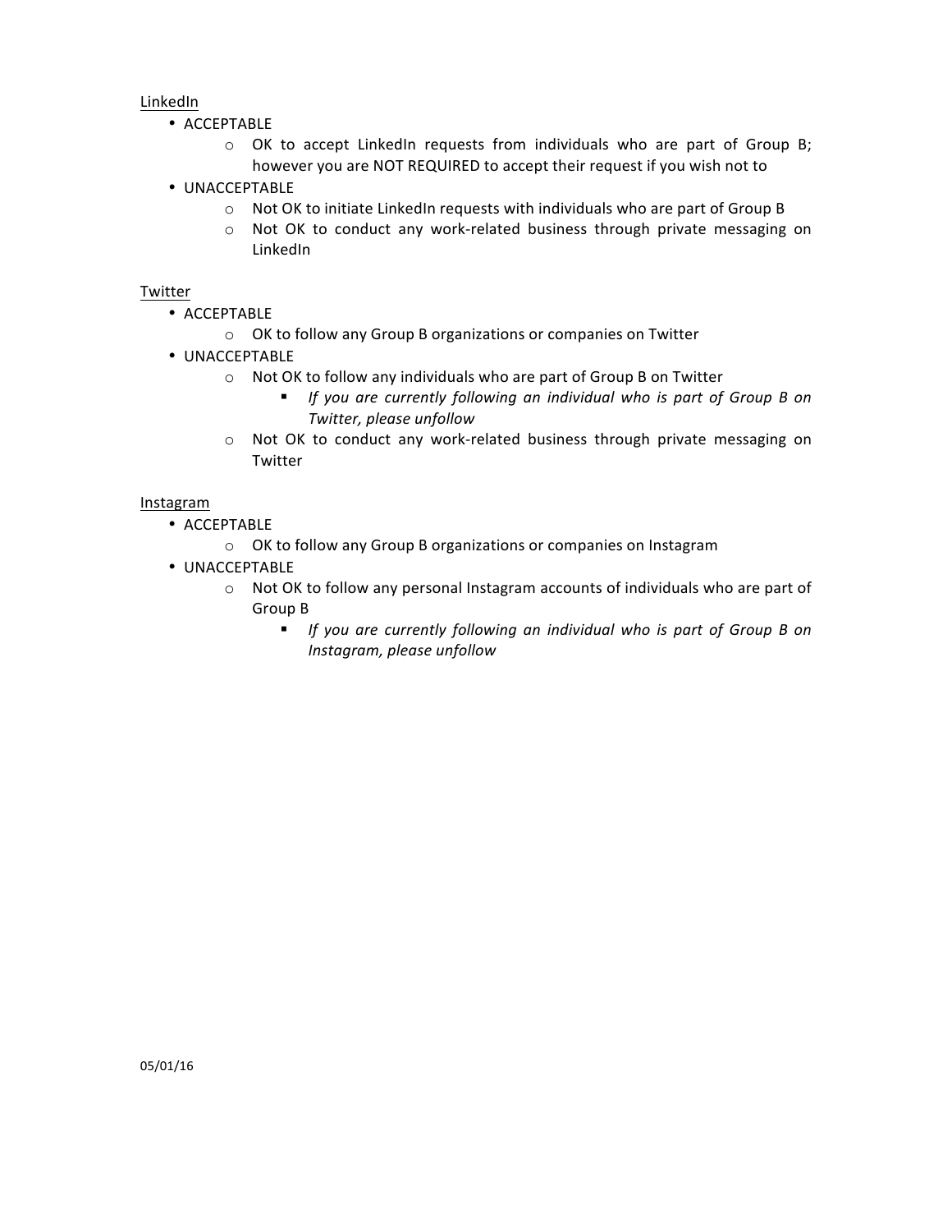<u>LinkedIn</u>

- ACCEPTABLE
    - OK to accept LinkedIn requests from individuals who are part of Group B; however you are NOT REQUIRED to accept their request if you wish not to
- UNACCEPTABLE
    - Not OK to initiate LinkedIn requests with individuals who are part of Group B
    - Not OK to conduct any work-related business through private messaging on LinkedIn

<u>Twitter</u>

- ACCEPTABLE
    - OK to follow any Group B organizations or companies on Twitter
- UNACCEPTABLE
    - Not OK to follow any individuals who are part of Group B on Twitter
        - *If you are currently following an individual who is part of Group B on Twitter, please unfollow*
    - Not OK to conduct any work-related business through private messaging on Twitter

<u>Instagram</u>

- ACCEPTABLE
    - OK to follow any Group B organizations or companies on Instagram
- UNACCEPTABLE
    - Not OK to follow any personal Instagram accounts of individuals who are part of Group B
        - *If you are currently following an individual who is part of Group B on Instagram, please unfollow*

05/01/16